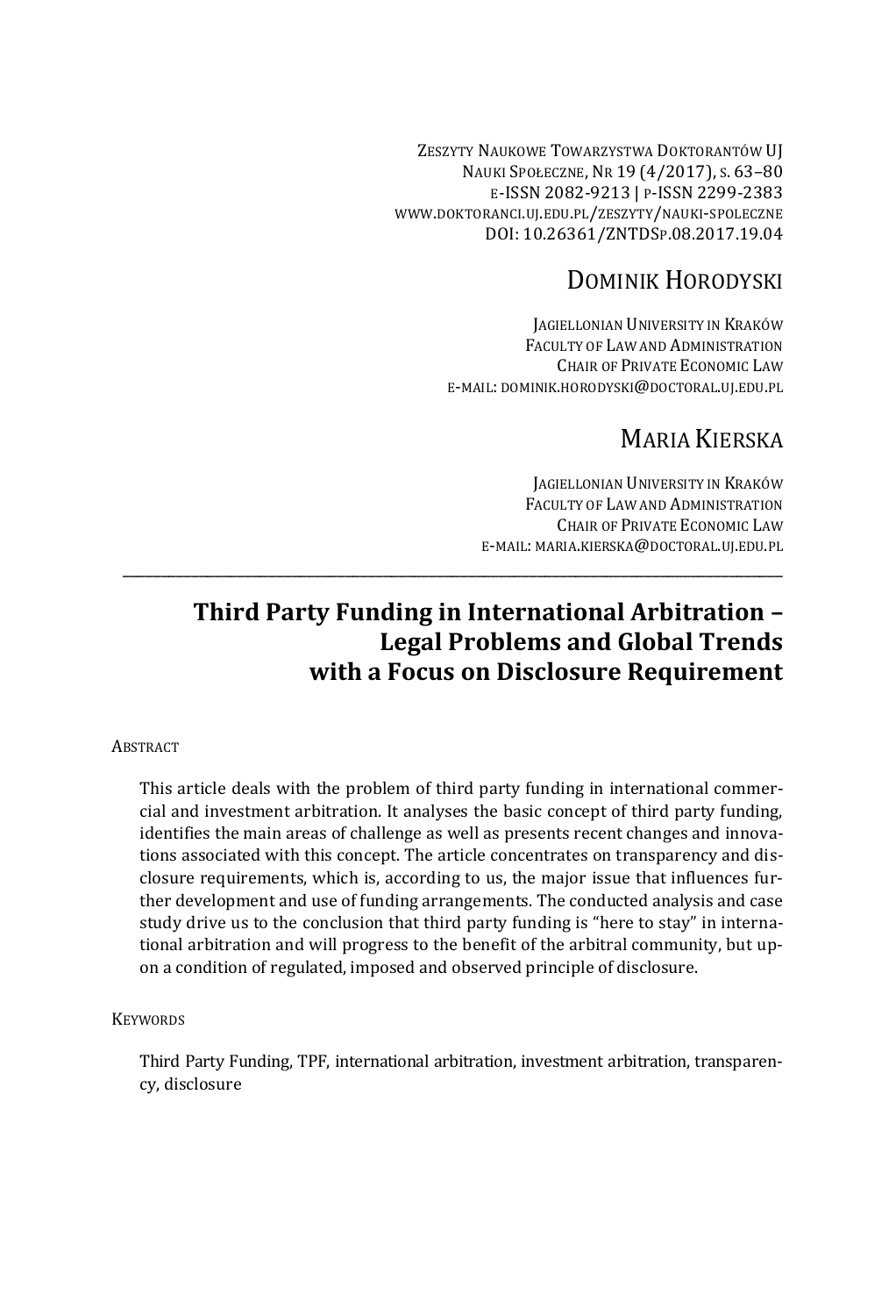Zeszyty Naukowe Towarzystwa Doktorantów UJ
Nauki Społeczne, Nr 19 (4/2017), s. 63–80
e-ISSN 2082-9213 | p-ISSN 2299-2383
www.doktoranci.uj.edu.pl/zeszyty/nauki-spoleczne
DOI: 10.26361/ZNTDSp.08.2017.19.04

Dominik Horodyski

Jagiellonian University in Kraków
Faculty of Law and Administration
Chair of Private Economic Law
e-mail: dominik.horodyski@doctoral.uj.edu.pl

Maria Kierska

Jagiellonian University in Kraków
Faculty of Law and Administration
Chair of Private Economic Law
e-mail: maria.kierska@doctoral.uj.edu.pl

# Third Party Funding in International Arbitration – Legal Problems and Global Trends with a Focus on Disclosure Requirement

## Abstract

This article deals with the problem of third party funding in international commercial and investment arbitration. It analyses the basic concept of third party funding, identifies the main areas of challenge as well as presents recent changes and innovations associated with this concept. The article concentrates on transparency and disclosure requirements, which is, according to us, the major issue that influences further development and use of funding arrangements. The conducted analysis and case study drive us to the conclusion that third party funding is "here to stay" in international arbitration and will progress to the benefit of the arbitral community, but upon a condition of regulated, imposed and observed principle of disclosure.

## Keywords

Third Party Funding, TPF, international arbitration, investment arbitration, transparency, disclosure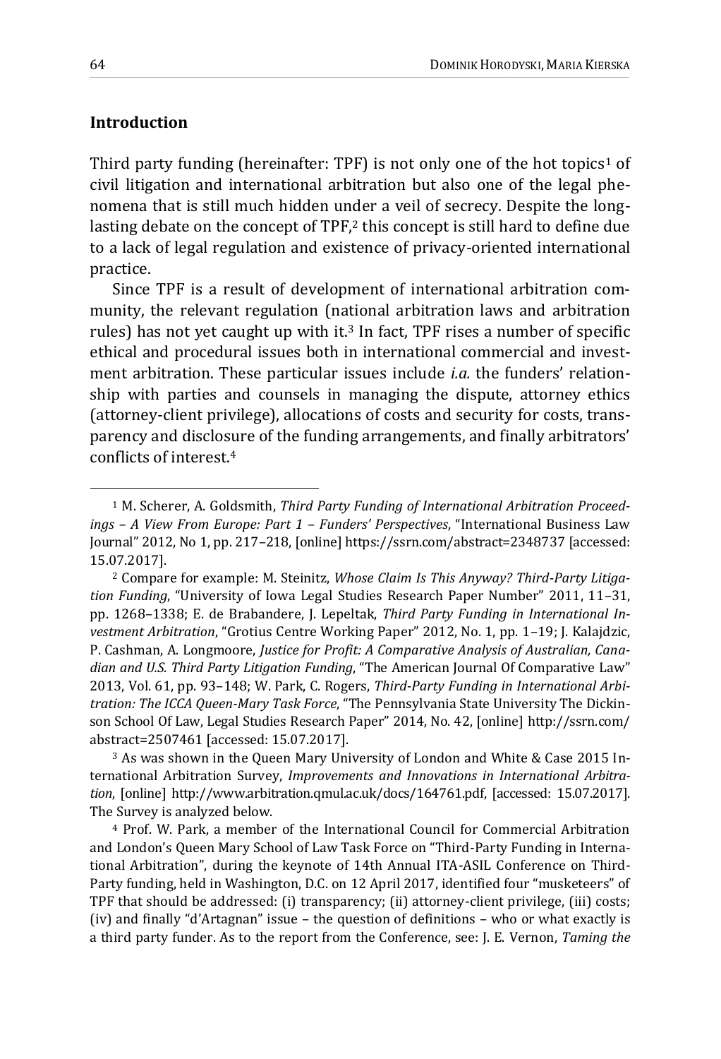## Introduction

Third party funding (hereinafter: TPF) is not only one of the hot topics[1] of civil litigation and international arbitration but also one of the legal phenomena that is still much hidden under a veil of secrecy. Despite the long-lasting debate on the concept of TPF,[2] this concept is still hard to define due to a lack of legal regulation and existence of privacy-oriented international practice.

Since TPF is a result of development of international arbitration community, the relevant regulation (national arbitration laws and arbitration rules) has not yet caught up with it.[3] In fact, TPF rises a number of specific ethical and procedural issues both in international commercial and investment arbitration. These particular issues include *i.a.* the funders' relationship with parties and counsels in managing the dispute, attorney ethics (attorney-client privilege), allocations of costs and security for costs, transparency and disclosure of the funding arrangements, and finally arbitrators' conflicts of interest.[4]

---

[1] M. Scherer, A. Goldsmith, *Third Party Funding of International Arbitration Proceedings – A View From Europe: Part 1 – Funders' Perspectives*, "International Business Law Journal" 2012, No 1, pp. 217–218, [online] https://ssrn.com/abstract=2348737 [accessed: 15.07.2017].

[2] Compare for example: M. Steinitz, *Whose Claim Is This Anyway? Third-Party Litigation Funding*, "University of Iowa Legal Studies Research Paper Number" 2011, 11–31, pp. 1268–1338; E. de Brabandere, J. Lepeltak, *Third Party Funding in International Investment Arbitration*, "Grotius Centre Working Paper" 2012, No. 1, pp. 1–19; J. Kalajdzic, P. Cashman, A. Longmoore, *Justice for Profit: A Comparative Analysis of Australian, Canadian and U.S. Third Party Litigation Funding*, "The American Journal Of Comparative Law" 2013, Vol. 61, pp. 93–148; W. Park, C. Rogers, *Third-Party Funding in International Arbitration: The ICCA Queen-Mary Task Force*, "The Pennsylvania State University The Dickinson School Of Law, Legal Studies Research Paper" 2014, No. 42, [online] http://ssrn.com/abstract=2507461 [accessed: 15.07.2017].

[3] As was shown in the Queen Mary University of London and White & Case 2015 International Arbitration Survey, *Improvements and Innovations in International Arbitration*, [online] http://www.arbitration.qmul.ac.uk/docs/164761.pdf, [accessed: 15.07.2017]. The Survey is analyzed below.

[4] Prof. W. Park, a member of the International Council for Commercial Arbitration and London's Queen Mary School of Law Task Force on "Third-Party Funding in International Arbitration", during the keynote of 14th Annual ITA-ASIL Conference on Third-Party funding, held in Washington, D.C. on 12 April 2017, identified four "musketeers" of TPF that should be addressed: (i) transparency; (ii) attorney-client privilege, (iii) costs; (iv) and finally "d'Artagnan" issue – the question of definitions – who or what exactly is a third party funder. As to the report from the Conference, see: J. E. Vernon, *Taming the*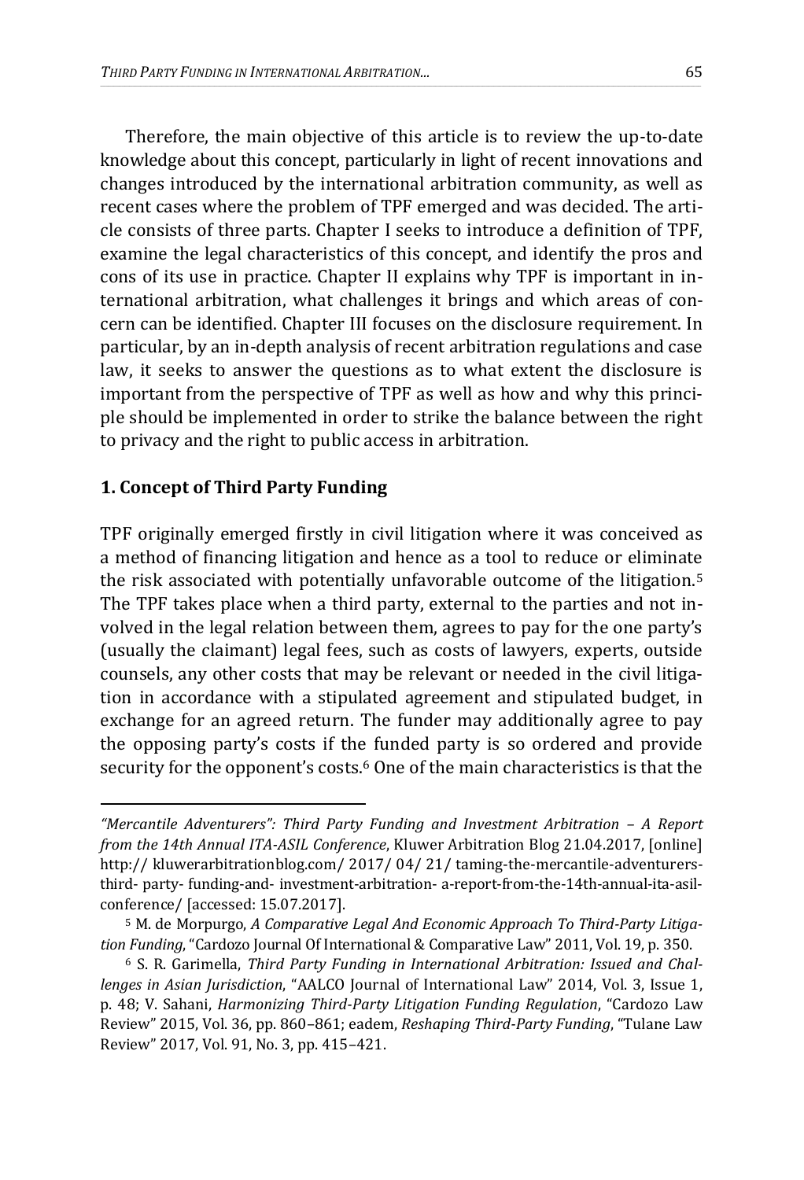Therefore, the main objective of this article is to review the up-to-date knowledge about this concept, particularly in light of recent innovations and changes introduced by the international arbitration community, as well as recent cases where the problem of TPF emerged and was decided. The article consists of three parts. Chapter I seeks to introduce a definition of TPF, examine the legal characteristics of this concept, and identify the pros and cons of its use in practice. Chapter II explains why TPF is important in international arbitration, what challenges it brings and which areas of concern can be identified. Chapter III focuses on the disclosure requirement. In particular, by an in-depth analysis of recent arbitration regulations and case law, it seeks to answer the questions as to what extent the disclosure is important from the perspective of TPF as well as how and why this principle should be implemented in order to strike the balance between the right to privacy and the right to public access in arbitration.

## 1. Concept of Third Party Funding

TPF originally emerged firstly in civil litigation where it was conceived as a method of financing litigation and hence as a tool to reduce or eliminate the risk associated with potentially unfavorable outcome of the litigation.[5] The TPF takes place when a third party, external to the parties and not involved in the legal relation between them, agrees to pay for the one party's (usually the claimant) legal fees, such as costs of lawyers, experts, outside counsels, any other costs that may be relevant or needed in the civil litigation in accordance with a stipulated agreement and stipulated budget, in exchange for an agreed return. The funder may additionally agree to pay the opposing party's costs if the funded party is so ordered and provide security for the opponent's costs.[6] One of the main characteristics is that the

---

*"Mercantile Adventurers": Third Party Funding and Investment Arbitration – A Report from the 14th Annual ITA-ASIL Conference*, Kluwer Arbitration Blog 21.04.2017, [online] http:// kluwerarbitrationblog.com/ 2017/ 04/ 21/ taming-the-mercantile-adventurers-third- party- funding-and- investment-arbitration- a-report-from-the-14th-annual-ita-asil-conference/ [accessed: 15.07.2017].

[5] M. de Morpurgo, *A Comparative Legal And Economic Approach To Third-Party Litigation Funding*, "Cardozo Journal Of International & Comparative Law" 2011, Vol. 19, p. 350.

[6] S. R. Garimella, *Third Party Funding in International Arbitration: Issued and Challenges in Asian Jurisdiction*, "AALCO Journal of International Law" 2014, Vol. 3, Issue 1, p. 48; V. Sahani, *Harmonizing Third-Party Litigation Funding Regulation*, "Cardozo Law Review" 2015, Vol. 36, pp. 860–861; eadem, *Reshaping Third-Party Funding*, "Tulane Law Review" 2017, Vol. 91, No. 3, pp. 415–421.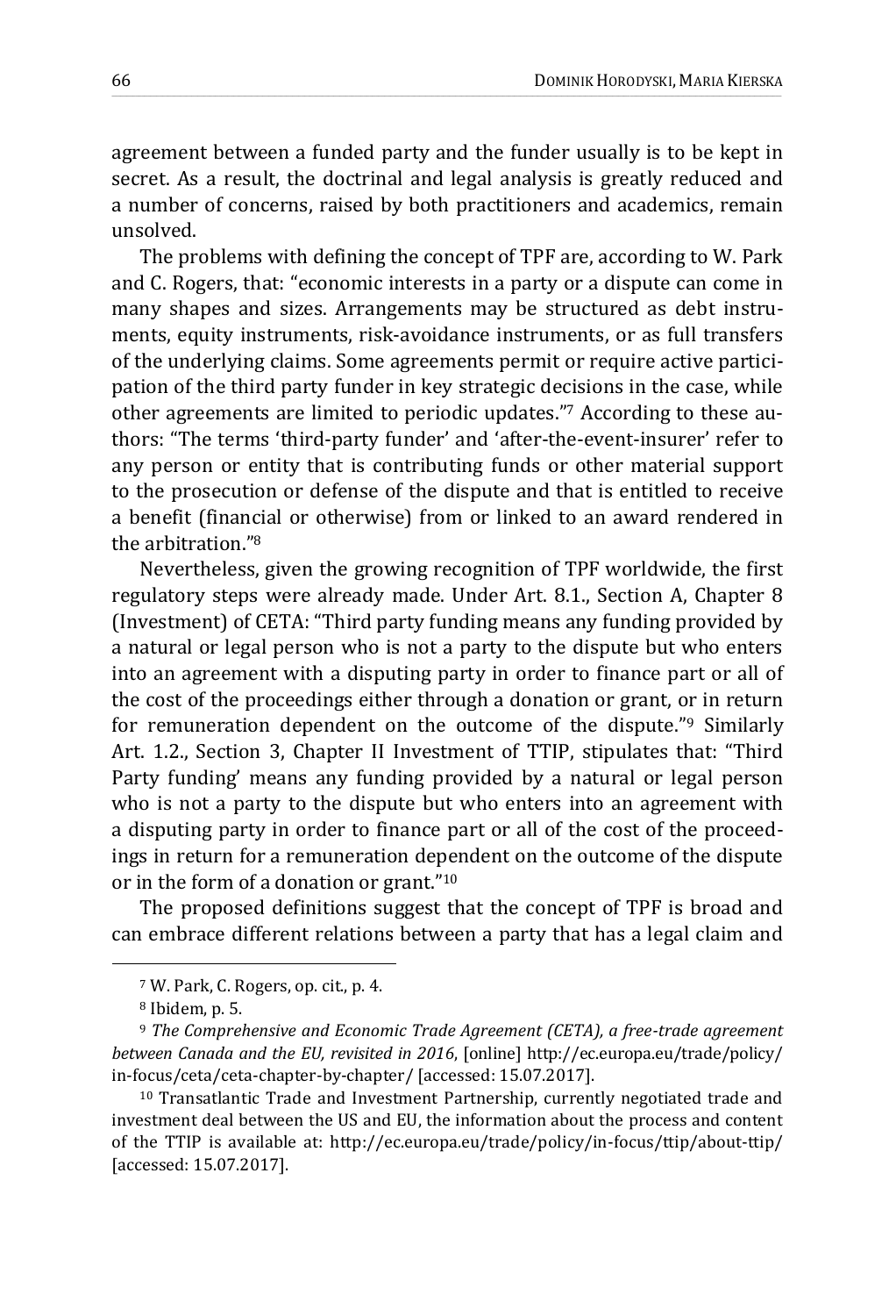agreement between a funded party and the funder usually is to be kept in secret. As a result, the doctrinal and legal analysis is greatly reduced and a number of concerns, raised by both practitioners and academics, remain unsolved.

The problems with defining the concept of TPF are, according to W. Park and C. Rogers, that: "economic interests in a party or a dispute can come in many shapes and sizes. Arrangements may be structured as debt instruments, equity instruments, risk-avoidance instruments, or as full transfers of the underlying claims. Some agreements permit or require active participation of the third party funder in key strategic decisions in the case, while other agreements are limited to periodic updates."[7] According to these authors: "The terms 'third-party funder' and 'after-the-event-insurer' refer to any person or entity that is contributing funds or other material support to the prosecution or defense of the dispute and that is entitled to receive a benefit (financial or otherwise) from or linked to an award rendered in the arbitration."[8]

Nevertheless, given the growing recognition of TPF worldwide, the first regulatory steps were already made. Under Art. 8.1., Section A, Chapter 8 (Investment) of CETA: "Third party funding means any funding provided by a natural or legal person who is not a party to the dispute but who enters into an agreement with a disputing party in order to finance part or all of the cost of the proceedings either through a donation or grant, or in return for remuneration dependent on the outcome of the dispute."[9] Similarly Art. 1.2., Section 3, Chapter II Investment of TTIP, stipulates that: "Third Party funding' means any funding provided by a natural or legal person who is not a party to the dispute but who enters into an agreement with a disputing party in order to finance part or all of the cost of the proceedings in return for a remuneration dependent on the outcome of the dispute or in the form of a donation or grant."[10]

The proposed definitions suggest that the concept of TPF is broad and can embrace different relations between a party that has a legal claim and

---

[7] W. Park, C. Rogers, op. cit., p. 4.

[8] Ibidem, p. 5.

[9] *The Comprehensive and Economic Trade Agreement (CETA), a free-trade agreement between Canada and the EU, revisited in 2016*, [online] http://ec.europa.eu/trade/policy/in-focus/ceta/ceta-chapter-by-chapter/ [accessed: 15.07.2017].

[10] Transatlantic Trade and Investment Partnership, currently negotiated trade and investment deal between the US and EU, the information about the process and content of the TTIP is available at: http://ec.europa.eu/trade/policy/in-focus/ttip/about-ttip/ [accessed: 15.07.2017].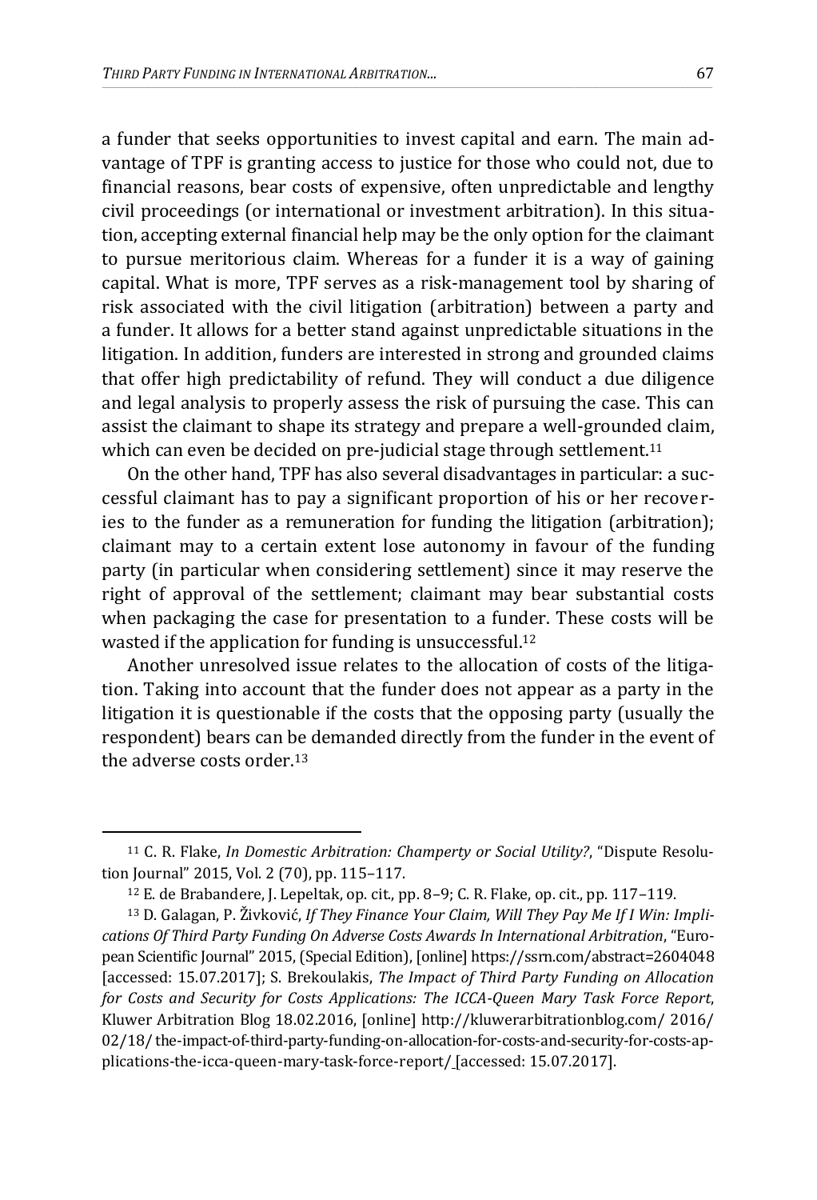a funder that seeks opportunities to invest capital and earn. The main advantage of TPF is granting access to justice for those who could not, due to financial reasons, bear costs of expensive, often unpredictable and lengthy civil proceedings (or international or investment arbitration). In this situation, accepting external financial help may be the only option for the claimant to pursue meritorious claim. Whereas for a funder it is a way of gaining capital. What is more, TPF serves as a risk-management tool by sharing of risk associated with the civil litigation (arbitration) between a party and a funder. It allows for a better stand against unpredictable situations in the litigation. In addition, funders are interested in strong and grounded claims that offer high predictability of refund. They will conduct a due diligence and legal analysis to properly assess the risk of pursuing the case. This can assist the claimant to shape its strategy and prepare a well-grounded claim, which can even be decided on pre-judicial stage through settlement.[11]

On the other hand, TPF has also several disadvantages in particular: a successful claimant has to pay a significant proportion of his or her recoveries to the funder as a remuneration for funding the litigation (arbitration); claimant may to a certain extent lose autonomy in favour of the funding party (in particular when considering settlement) since it may reserve the right of approval of the settlement; claimant may bear substantial costs when packaging the case for presentation to a funder. These costs will be wasted if the application for funding is unsuccessful.[12]

Another unresolved issue relates to the allocation of costs of the litigation. Taking into account that the funder does not appear as a party in the litigation it is questionable if the costs that the opposing party (usually the respondent) bears can be demanded directly from the funder in the event of the adverse costs order.[13]

---

[11] C. R. Flake, *In Domestic Arbitration: Champerty or Social Utility?*, "Dispute Resolution Journal" 2015, Vol. 2 (70), pp. 115–117.

[12] E. de Brabandere, J. Lepeltak, op. cit., pp. 8–9; C. R. Flake, op. cit., pp. 117–119.

[13] D. Galagan, P. Živković, *If They Finance Your Claim, Will They Pay Me If I Win: Implications Of Third Party Funding On Adverse Costs Awards In International Arbitration*, "European Scientific Journal" 2015, (Special Edition), [online] https://ssrn.com/abstract=2604048 [accessed: 15.07.2017]; S. Brekoulakis, *The Impact of Third Party Funding on Allocation for Costs and Security for Costs Applications: The ICCA-Queen Mary Task Force Report*, Kluwer Arbitration Blog 18.02.2016, [online] http://kluwerarbitrationblog.com/ 2016/ 02/18/ the-impact-of-third-party-funding-on-allocation-for-costs-and-security-for-costs-applications-the-icca-queen-mary-task-force-report/ [accessed: 15.07.2017].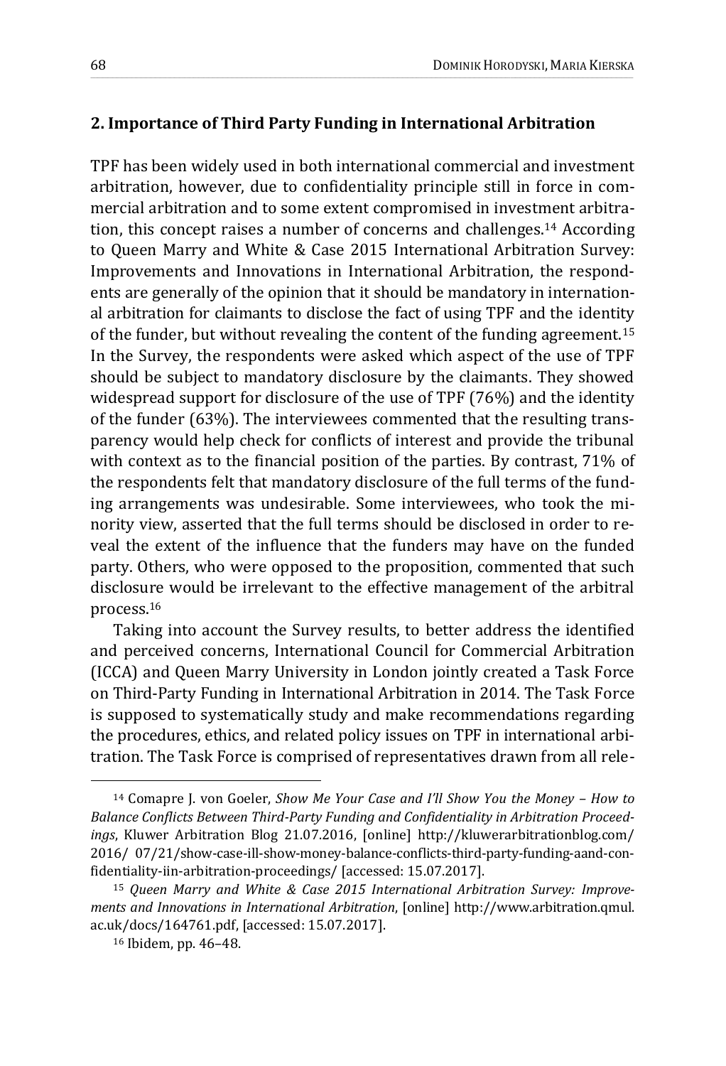## 2. Importance of Third Party Funding in International Arbitration

TPF has been widely used in both international commercial and investment arbitration, however, due to confidentiality principle still in force in commercial arbitration and to some extent compromised in investment arbitration, this concept raises a number of concerns and challenges.[14] According to Queen Marry and White & Case 2015 International Arbitration Survey: Improvements and Innovations in International Arbitration, the respondents are generally of the opinion that it should be mandatory in international arbitration for claimants to disclose the fact of using TPF and the identity of the funder, but without revealing the content of the funding agreement.[15] In the Survey, the respondents were asked which aspect of the use of TPF should be subject to mandatory disclosure by the claimants. They showed widespread support for disclosure of the use of TPF (76%) and the identity of the funder (63%). The interviewees commented that the resulting transparency would help check for conflicts of interest and provide the tribunal with context as to the financial position of the parties. By contrast, 71% of the respondents felt that mandatory disclosure of the full terms of the funding arrangements was undesirable. Some interviewees, who took the minority view, asserted that the full terms should be disclosed in order to reveal the extent of the influence that the funders may have on the funded party. Others, who were opposed to the proposition, commented that such disclosure would be irrelevant to the effective management of the arbitral process.[16]

Taking into account the Survey results, to better address the identified and perceived concerns, International Council for Commercial Arbitration (ICCA) and Queen Marry University in London jointly created a Task Force on Third-Party Funding in International Arbitration in 2014. The Task Force is supposed to systematically study and make recommendations regarding the procedures, ethics, and related policy issues on TPF in international arbitration. The Task Force is comprised of representatives drawn from all rele-

---

[14] Comapre J. von Goeler, *Show Me Your Case and I'll Show You the Money – How to Balance Conflicts Between Third-Party Funding and Confidentiality in Arbitration Proceedings*, Kluwer Arbitration Blog 21.07.2016, [online] http://kluwerarbitrationblog.com/2016/ 07/21/show-case-ill-show-money-balance-conflicts-third-party-funding-aand-confidentiality-iin-arbitration-proceedings/ [accessed: 15.07.2017].

[15] *Queen Marry and White & Case 2015 International Arbitration Survey: Improvements and Innovations in International Arbitration*, [online] http://www.arbitration.qmul.ac.uk/docs/164761.pdf, [accessed: 15.07.2017].

[16] Ibidem, pp. 46–48.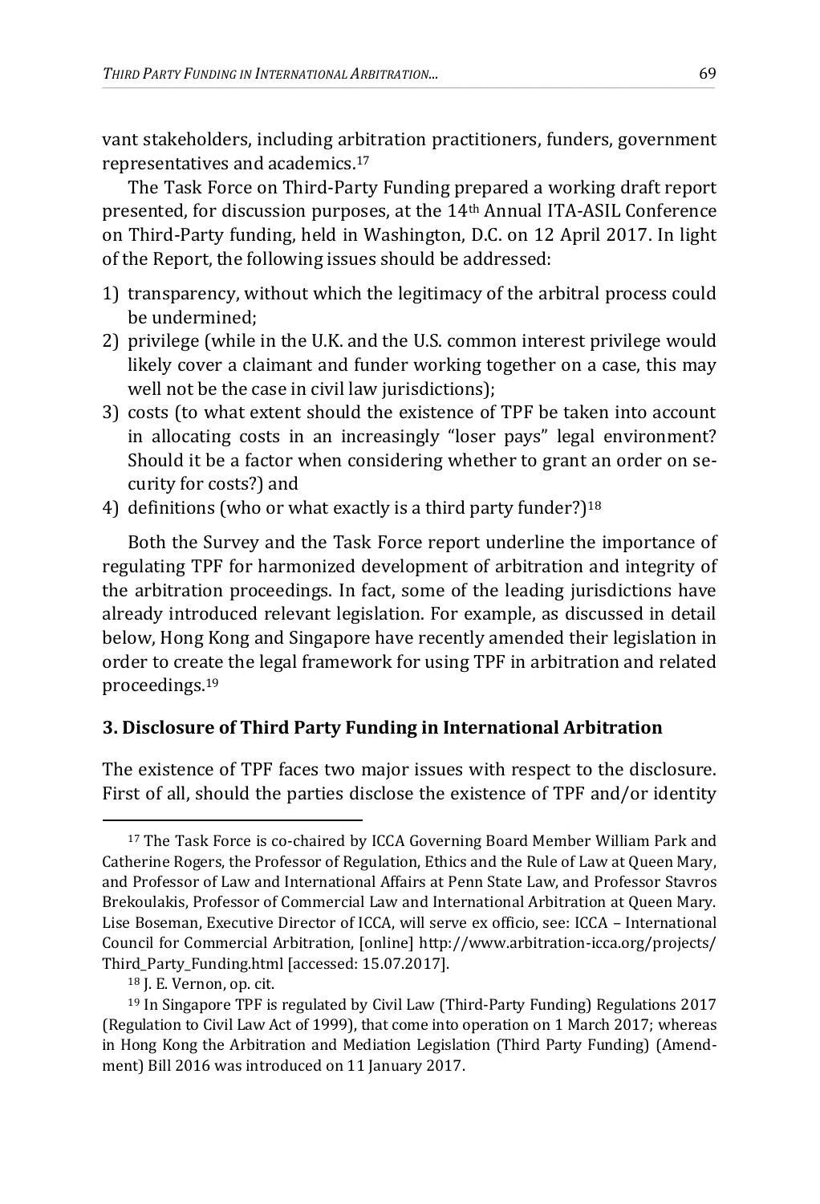vant stakeholders, including arbitration practitioners, funders, government representatives and academics.[17]

The Task Force on Third-Party Funding prepared a working draft report presented, for discussion purposes, at the 14th Annual ITA-ASIL Conference on Third-Party funding, held in Washington, D.C. on 12 April 2017. In light of the Report, the following issues should be addressed:

1) transparency, without which the legitimacy of the arbitral process could be undermined;
2) privilege (while in the U.K. and the U.S. common interest privilege would likely cover a claimant and funder working together on a case, this may well not be the case in civil law jurisdictions);
3) costs (to what extent should the existence of TPF be taken into account in allocating costs in an increasingly "loser pays" legal environment? Should it be a factor when considering whether to grant an order on security for costs?) and
4) definitions (who or what exactly is a third party funder?)[18]

Both the Survey and the Task Force report underline the importance of regulating TPF for harmonized development of arbitration and integrity of the arbitration proceedings. In fact, some of the leading jurisdictions have already introduced relevant legislation. For example, as discussed in detail below, Hong Kong and Singapore have recently amended their legislation in order to create the legal framework for using TPF in arbitration and related proceedings.[19]

## 3. Disclosure of Third Party Funding in International Arbitration

The existence of TPF faces two major issues with respect to the disclosure. First of all, should the parties disclose the existence of TPF and/or identity

---

[17] The Task Force is co-chaired by ICCA Governing Board Member William Park and Catherine Rogers, the Professor of Regulation, Ethics and the Rule of Law at Queen Mary, and Professor of Law and International Affairs at Penn State Law, and Professor Stavros Brekoulakis, Professor of Commercial Law and International Arbitration at Queen Mary. Lise Boseman, Executive Director of ICCA, will serve ex officio, see: ICCA – International Council for Commercial Arbitration, [online] http://www.arbitration-icca.org/projects/Third_Party_Funding.html [accessed: 15.07.2017].

[18] J. E. Vernon, op. cit.

[19] In Singapore TPF is regulated by Civil Law (Third-Party Funding) Regulations 2017 (Regulation to Civil Law Act of 1999), that come into operation on 1 March 2017; whereas in Hong Kong the Arbitration and Mediation Legislation (Third Party Funding) (Amendment) Bill 2016 was introduced on 11 January 2017.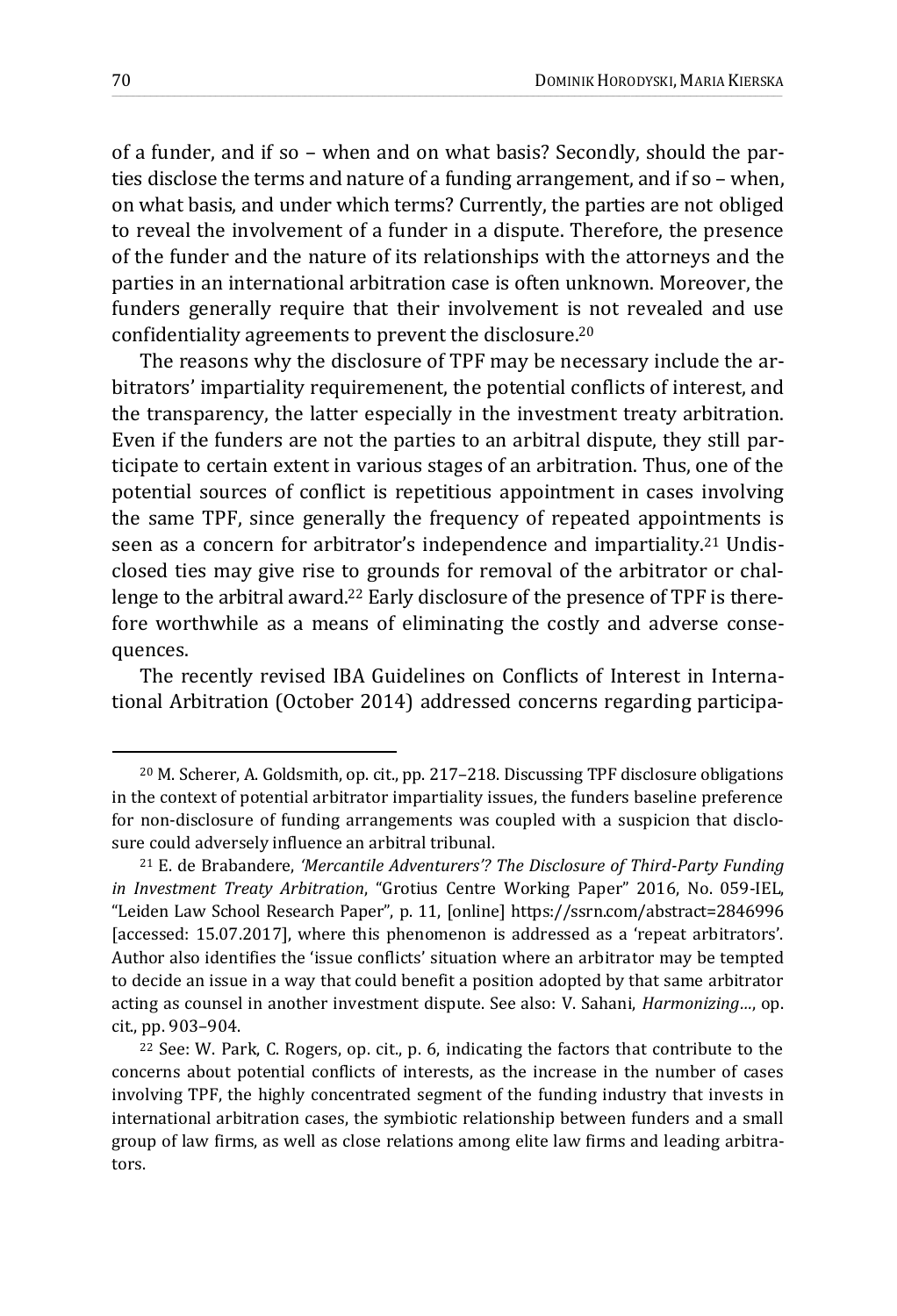of a funder, and if so – when and on what basis? Secondly, should the parties disclose the terms and nature of a funding arrangement, and if so – when, on what basis, and under which terms? Currently, the parties are not obliged to reveal the involvement of a funder in a dispute. Therefore, the presence of the funder and the nature of its relationships with the attorneys and the parties in an international arbitration case is often unknown. Moreover, the funders generally require that their involvement is not revealed and use confidentiality agreements to prevent the disclosure.[20]

The reasons why the disclosure of TPF may be necessary include the arbitrators' impartiality requiremenent, the potential conflicts of interest, and the transparency, the latter especially in the investment treaty arbitration. Even if the funders are not the parties to an arbitral dispute, they still participate to certain extent in various stages of an arbitration. Thus, one of the potential sources of conflict is repetitious appointment in cases involving the same TPF, since generally the frequency of repeated appointments is seen as a concern for arbitrator's independence and impartiality.[21] Undisclosed ties may give rise to grounds for removal of the arbitrator or challenge to the arbitral award.[22] Early disclosure of the presence of TPF is therefore worthwhile as a means of eliminating the costly and adverse consequences.

The recently revised IBA Guidelines on Conflicts of Interest in International Arbitration (October 2014) addressed concerns regarding participa-

---

[20] M. Scherer, A. Goldsmith, op. cit., pp. 217–218. Discussing TPF disclosure obligations in the context of potential arbitrator impartiality issues, the funders baseline preference for non-disclosure of funding arrangements was coupled with a suspicion that disclosure could adversely influence an arbitral tribunal.

[21] E. de Brabandere, *'Mercantile Adventurers'? The Disclosure of Third-Party Funding in Investment Treaty Arbitration*, "Grotius Centre Working Paper" 2016, No. 059-IEL, "Leiden Law School Research Paper", p. 11, [online] https://ssrn.com/abstract=2846996 [accessed: 15.07.2017], where this phenomenon is addressed as a 'repeat arbitrators'. Author also identifies the 'issue conflicts' situation where an arbitrator may be tempted to decide an issue in a way that could benefit a position adopted by that same arbitrator acting as counsel in another investment dispute. See also: V. Sahani, *Harmonizing…*, op. cit., pp. 903–904.

[22] See: W. Park, C. Rogers, op. cit., p. 6, indicating the factors that contribute to the concerns about potential conflicts of interests, as the increase in the number of cases involving TPF, the highly concentrated segment of the funding industry that invests in international arbitration cases, the symbiotic relationship between funders and a small group of law firms, as well as close relations among elite law firms and leading arbitrators.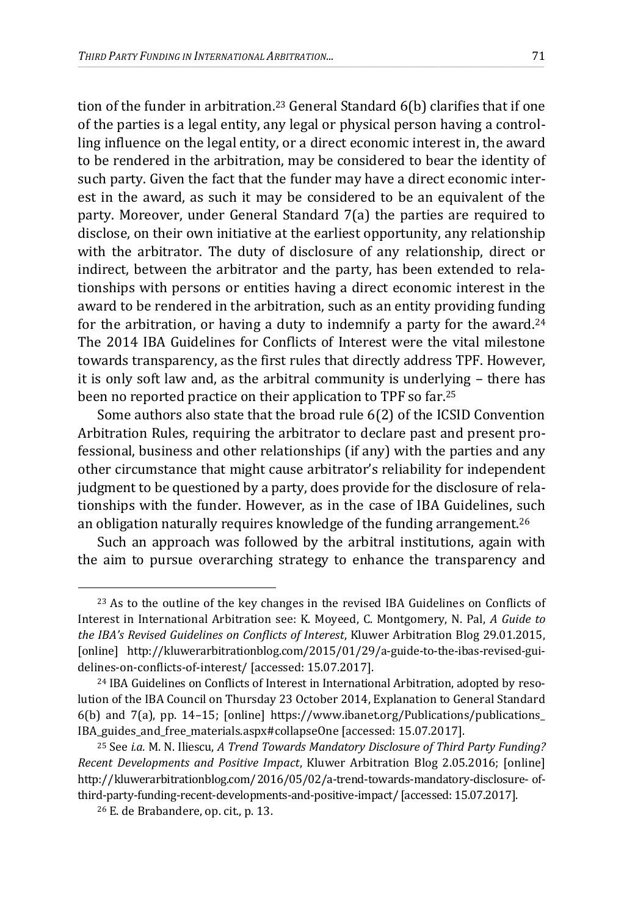tion of the funder in arbitration.[23] General Standard 6(b) clarifies that if one of the parties is a legal entity, any legal or physical person having a controlling influence on the legal entity, or a direct economic interest in, the award to be rendered in the arbitration, may be considered to bear the identity of such party. Given the fact that the funder may have a direct economic interest in the award, as such it may be considered to be an equivalent of the party. Moreover, under General Standard 7(a) the parties are required to disclose, on their own initiative at the earliest opportunity, any relationship with the arbitrator. The duty of disclosure of any relationship, direct or indirect, between the arbitrator and the party, has been extended to relationships with persons or entities having a direct economic interest in the award to be rendered in the arbitration, such as an entity providing funding for the arbitration, or having a duty to indemnify a party for the award.[24] The 2014 IBA Guidelines for Conflicts of Interest were the vital milestone towards transparency, as the first rules that directly address TPF. However, it is only soft law and, as the arbitral community is underlying – there has been no reported practice on their application to TPF so far.[25]

Some authors also state that the broad rule 6(2) of the ICSID Convention Arbitration Rules, requiring the arbitrator to declare past and present professional, business and other relationships (if any) with the parties and any other circumstance that might cause arbitrator's reliability for independent judgment to be questioned by a party, does provide for the disclosure of relationships with the funder. However, as in the case of IBA Guidelines, such an obligation naturally requires knowledge of the funding arrangement.[26]

Such an approach was followed by the arbitral institutions, again with the aim to pursue overarching strategy to enhance the transparency and

---

[23] As to the outline of the key changes in the revised IBA Guidelines on Conflicts of Interest in International Arbitration see: K. Moyeed, C. Montgomery, N. Pal, *A Guide to the IBA's Revised Guidelines on Conflicts of Interest*, Kluwer Arbitration Blog 29.01.2015, [online] http://kluwerarbitrationblog.com/2015/01/29/a-guide-to-the-ibas-revised-guidelines-on-conflicts-of-interest/ [accessed: 15.07.2017].

[24] IBA Guidelines on Conflicts of Interest in International Arbitration, adopted by resolution of the IBA Council on Thursday 23 October 2014, Explanation to General Standard 6(b) and 7(a), pp. 14–15; [online] https://www.ibanet.org/Publications/publications_IBA_guides_and_free_materials.aspx#collapseOne [accessed: 15.07.2017].

[25] See *i.a.* M. N. Iliescu, *A Trend Towards Mandatory Disclosure of Third Party Funding? Recent Developments and Positive Impact*, Kluwer Arbitration Blog 2.05.2016; [online] http://kluwerarbitrationblog.com/2016/05/02/a-trend-towards-mandatory-disclosure-of-third-party-funding-recent-developments-and-positive-impact/ [accessed: 15.07.2017].

[26] E. de Brabandere, op. cit., p. 13.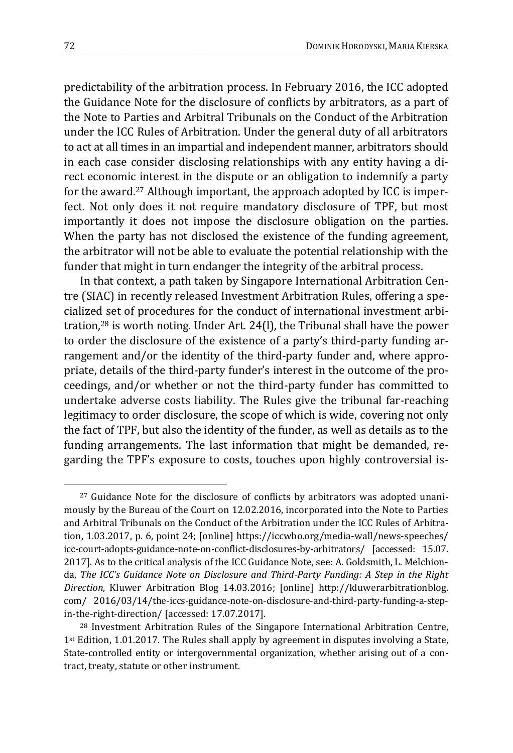predictability of the arbitration process. In February 2016, the ICC adopted the Guidance Note for the disclosure of conflicts by arbitrators, as a part of the Note to Parties and Arbitral Tribunals on the Conduct of the Arbitration under the ICC Rules of Arbitration. Under the general duty of all arbitrators to act at all times in an impartial and independent manner, arbitrators should in each case consider disclosing relationships with any entity having a direct economic interest in the dispute or an obligation to indemnify a party for the award.[27] Although important, the approach adopted by ICC is imperfect. Not only does it not require mandatory disclosure of TPF, but most importantly it does not impose the disclosure obligation on the parties. When the party has not disclosed the existence of the funding agreement, the arbitrator will not be able to evaluate the potential relationship with the funder that might in turn endanger the integrity of the arbitral process.

In that context, a path taken by Singapore International Arbitration Centre (SIAC) in recently released Investment Arbitration Rules, offering a specialized set of procedures for the conduct of international investment arbitration,[28] is worth noting. Under Art. 24(l), the Tribunal shall have the power to order the disclosure of the existence of a party's third-party funding arrangement and/or the identity of the third-party funder and, where appropriate, details of the third-party funder's interest in the outcome of the proceedings, and/or whether or not the third-party funder has committed to undertake adverse costs liability. The Rules give the tribunal far-reaching legitimacy to order disclosure, the scope of which is wide, covering not only the fact of TPF, but also the identity of the funder, as well as details as to the funding arrangements. The last information that might be demanded, regarding the TPF's exposure to costs, touches upon highly controversial is-

---

[27] Guidance Note for the disclosure of conflicts by arbitrators was adopted unanimously by the Bureau of the Court on 12.02.2016, incorporated into the Note to Parties and Arbitral Tribunals on the Conduct of the Arbitration under the ICC Rules of Arbitration, 1.03.2017, p. 6, point 24; [online] https://iccwbo.org/media-wall/news-speeches/icc-court-adopts-guidance-note-on-conflict-disclosures-by-arbitrators/ [accessed: 15.07.2017]. As to the critical analysis of the ICC Guidance Note, see: A. Goldsmith, L. Melchionda, *The ICC's Guidance Note on Disclosure and Third-Party Funding: A Step in the Right Direction*, Kluwer Arbitration Blog 14.03.2016; [online] http://kluwerarbitrationblog.com/ 2016/03/14/the-iccs-guidance-note-on-disclosure-and-third-party-funding-a-step-in-the-right-direction/ [accessed: 17.07.2017].

[28] Investment Arbitration Rules of the Singapore International Arbitration Centre, 1st Edition, 1.01.2017. The Rules shall apply by agreement in disputes involving a State, State-controlled entity or intergovernmental organization, whether arising out of a contract, treaty, statute or other instrument.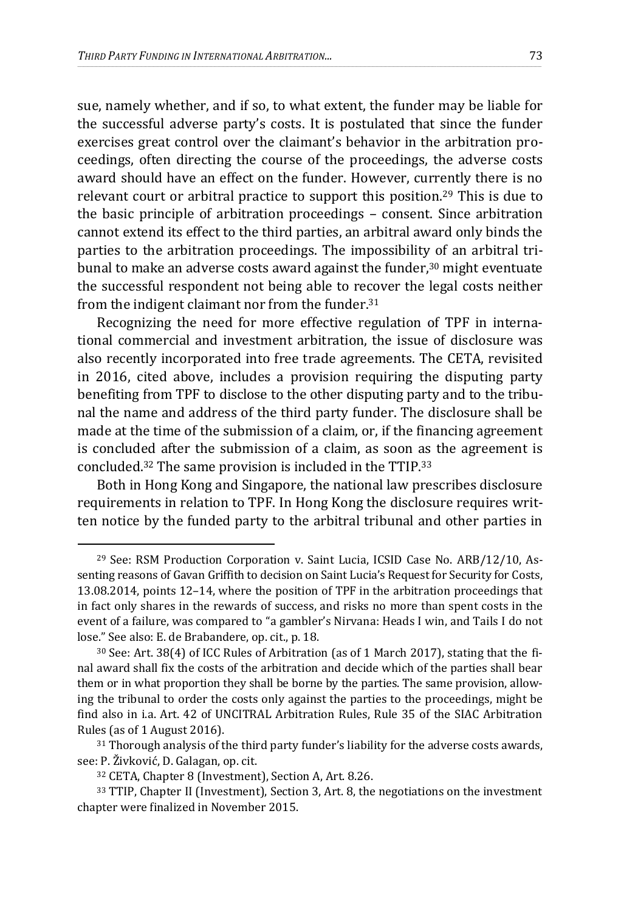sue, namely whether, and if so, to what extent, the funder may be liable for the successful adverse party's costs. It is postulated that since the funder exercises great control over the claimant's behavior in the arbitration proceedings, often directing the course of the proceedings, the adverse costs award should have an effect on the funder. However, currently there is no relevant court or arbitral practice to support this position.[29] This is due to the basic principle of arbitration proceedings – consent. Since arbitration cannot extend its effect to the third parties, an arbitral award only binds the parties to the arbitration proceedings. The impossibility of an arbitral tribunal to make an adverse costs award against the funder,[30] might eventuate the successful respondent not being able to recover the legal costs neither from the indigent claimant nor from the funder.[31]

Recognizing the need for more effective regulation of TPF in international commercial and investment arbitration, the issue of disclosure was also recently incorporated into free trade agreements. The CETA, revisited in 2016, cited above, includes a provision requiring the disputing party benefiting from TPF to disclose to the other disputing party and to the tribunal the name and address of the third party funder. The disclosure shall be made at the time of the submission of a claim, or, if the financing agreement is concluded after the submission of a claim, as soon as the agreement is concluded.[32] The same provision is included in the TTIP.[33]

Both in Hong Kong and Singapore, the national law prescribes disclosure requirements in relation to TPF. In Hong Kong the disclosure requires written notice by the funded party to the arbitral tribunal and other parties in

---

[29] See: RSM Production Corporation v. Saint Lucia, ICSID Case No. ARB/12/10, Assenting reasons of Gavan Griffith to decision on Saint Lucia's Request for Security for Costs, 13.08.2014, points 12–14, where the position of TPF in the arbitration proceedings that in fact only shares in the rewards of success, and risks no more than spent costs in the event of a failure, was compared to "a gambler's Nirvana: Heads I win, and Tails I do not lose." See also: E. de Brabandere, op. cit., p. 18.

[30] See: Art. 38(4) of ICC Rules of Arbitration (as of 1 March 2017), stating that the final award shall fix the costs of the arbitration and decide which of the parties shall bear them or in what proportion they shall be borne by the parties. The same provision, allowing the tribunal to order the costs only against the parties to the proceedings, might be find also in i.a. Art. 42 of UNCITRAL Arbitration Rules, Rule 35 of the SIAC Arbitration Rules (as of 1 August 2016).

[31] Thorough analysis of the third party funder's liability for the adverse costs awards, see: P. Živković, D. Galagan, op. cit.

[32] CETA, Chapter 8 (Investment), Section A, Art. 8.26.

[33] TTIP, Chapter II (Investment), Section 3, Art. 8, the negotiations on the investment chapter were finalized in November 2015.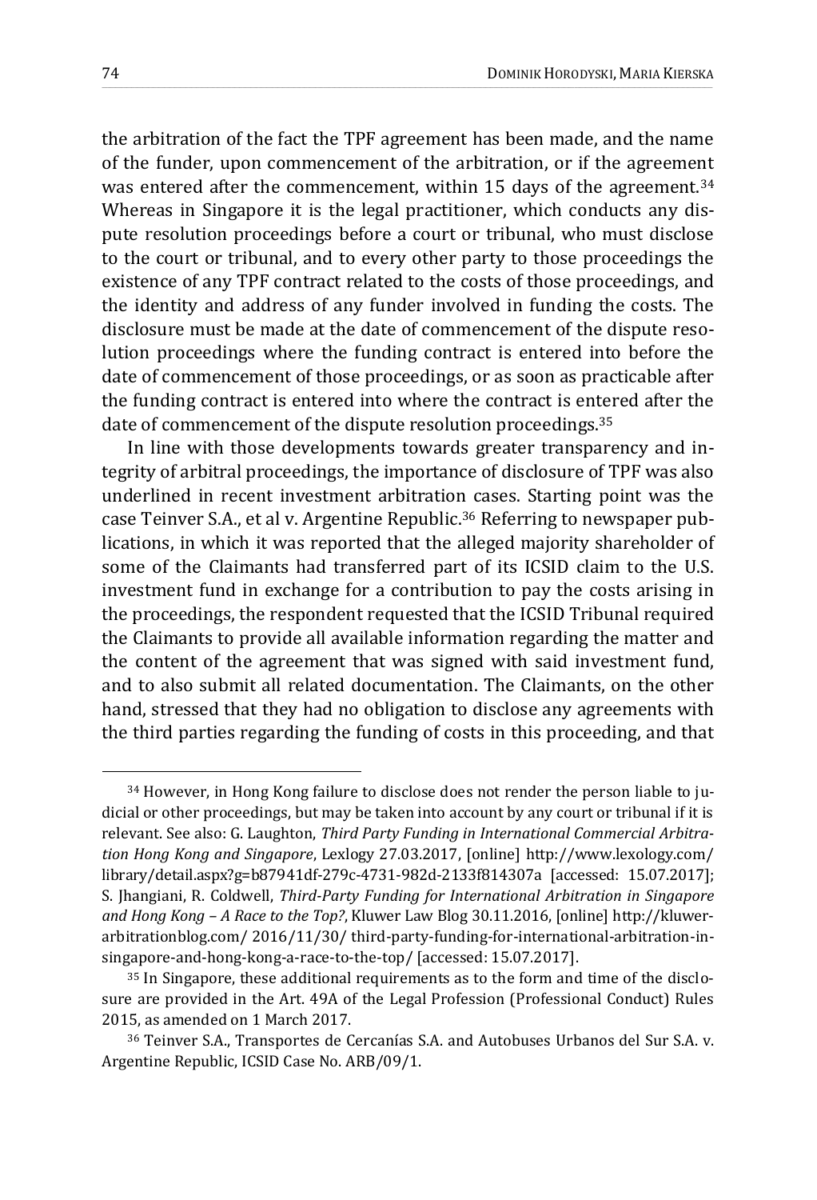the arbitration of the fact the TPF agreement has been made, and the name of the funder, upon commencement of the arbitration, or if the agreement was entered after the commencement, within 15 days of the agreement.[34] Whereas in Singapore it is the legal practitioner, which conducts any dispute resolution proceedings before a court or tribunal, who must disclose to the court or tribunal, and to every other party to those proceedings the existence of any TPF contract related to the costs of those proceedings, and the identity and address of any funder involved in funding the costs. The disclosure must be made at the date of commencement of the dispute resolution proceedings where the funding contract is entered into before the date of commencement of those proceedings, or as soon as practicable after the funding contract is entered into where the contract is entered after the date of commencement of the dispute resolution proceedings.[35]

In line with those developments towards greater transparency and integrity of arbitral proceedings, the importance of disclosure of TPF was also underlined in recent investment arbitration cases. Starting point was the case Teinver S.A., et al v. Argentine Republic.[36] Referring to newspaper publications, in which it was reported that the alleged majority shareholder of some of the Claimants had transferred part of its ICSID claim to the U.S. investment fund in exchange for a contribution to pay the costs arising in the proceedings, the respondent requested that the ICSID Tribunal required the Claimants to provide all available information regarding the matter and the content of the agreement that was signed with said investment fund, and to also submit all related documentation. The Claimants, on the other hand, stressed that they had no obligation to disclose any agreements with the third parties regarding the funding of costs in this proceeding, and that

---

[34] However, in Hong Kong failure to disclose does not render the person liable to judicial or other proceedings, but may be taken into account by any court or tribunal if it is relevant. See also: G. Laughton, *Third Party Funding in International Commercial Arbitration Hong Kong and Singapore*, Lexlogy 27.03.2017, [online] http://www.lexology.com/library/detail.aspx?g=b87941df-279c-4731-982d-2133f814307a [accessed: 15.07.2017]; S. Jhangiani, R. Coldwell, *Third-Party Funding for International Arbitration in Singapore and Hong Kong – A Race to the Top?*, Kluwer Law Blog 30.11.2016, [online] http://kluwerarbitrationblog.com/ 2016/11/30/ third-party-funding-for-international-arbitration-in-singapore-and-hong-kong-a-race-to-the-top/ [accessed: 15.07.2017].

[35] In Singapore, these additional requirements as to the form and time of the disclosure are provided in the Art. 49A of the Legal Profession (Professional Conduct) Rules 2015, as amended on 1 March 2017.

[36] Teinver S.A., Transportes de Cercanías S.A. and Autobuses Urbanos del Sur S.A. v. Argentine Republic, ICSID Case No. ARB/09/1.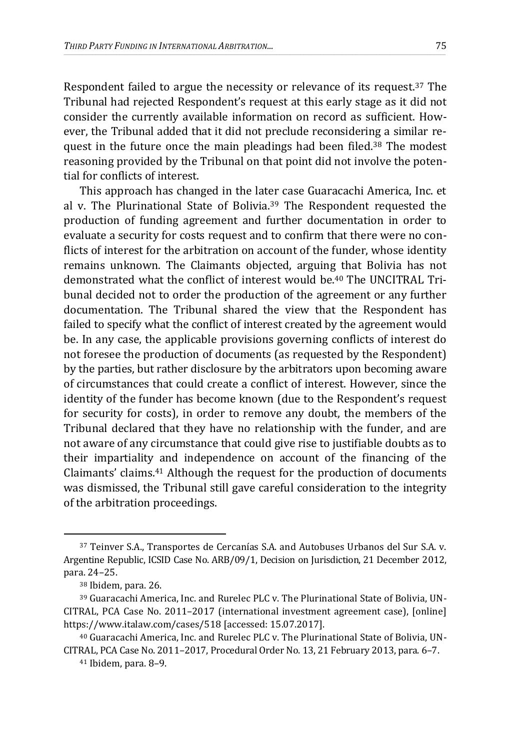Respondent failed to argue the necessity or relevance of its request.[37] The Tribunal had rejected Respondent's request at this early stage as it did not consider the currently available information on record as sufficient. However, the Tribunal added that it did not preclude reconsidering a similar request in the future once the main pleadings had been filed.[38] The modest reasoning provided by the Tribunal on that point did not involve the potential for conflicts of interest.

This approach has changed in the later case Guaracachi America, Inc. et al v. The Plurinational State of Bolivia.[39] The Respondent requested the production of funding agreement and further documentation in order to evaluate a security for costs request and to confirm that there were no conflicts of interest for the arbitration on account of the funder, whose identity remains unknown. The Claimants objected, arguing that Bolivia has not demonstrated what the conflict of interest would be.[40] The UNCITRAL Tribunal decided not to order the production of the agreement or any further documentation. The Tribunal shared the view that the Respondent has failed to specify what the conflict of interest created by the agreement would be. In any case, the applicable provisions governing conflicts of interest do not foresee the production of documents (as requested by the Respondent) by the parties, but rather disclosure by the arbitrators upon becoming aware of circumstances that could create a conflict of interest. However, since the identity of the funder has become known (due to the Respondent's request for security for costs), in order to remove any doubt, the members of the Tribunal declared that they have no relationship with the funder, and are not aware of any circumstance that could give rise to justifiable doubts as to their impartiality and independence on account of the financing of the Claimants' claims.[41] Although the request for the production of documents was dismissed, the Tribunal still gave careful consideration to the integrity of the arbitration proceedings.

---

[37] Teinver S.A., Transportes de Cercanías S.A. and Autobuses Urbanos del Sur S.A. v. Argentine Republic, ICSID Case No. ARB/09/1, Decision on Jurisdiction, 21 December 2012, para. 24–25.

[38] Ibidem, para. 26.

[39] Guaracachi America, Inc. and Rurelec PLC v. The Plurinational State of Bolivia, UNCITRAL, PCA Case No. 2011–2017 (international investment agreement case), [online] https://www.italaw.com/cases/518 [accessed: 15.07.2017].

[40] Guaracachi America, Inc. and Rurelec PLC v. The Plurinational State of Bolivia, UNCITRAL, PCA Case No. 2011–2017, Procedural Order No. 13, 21 February 2013, para. 6–7.

[41] Ibidem, para. 8–9.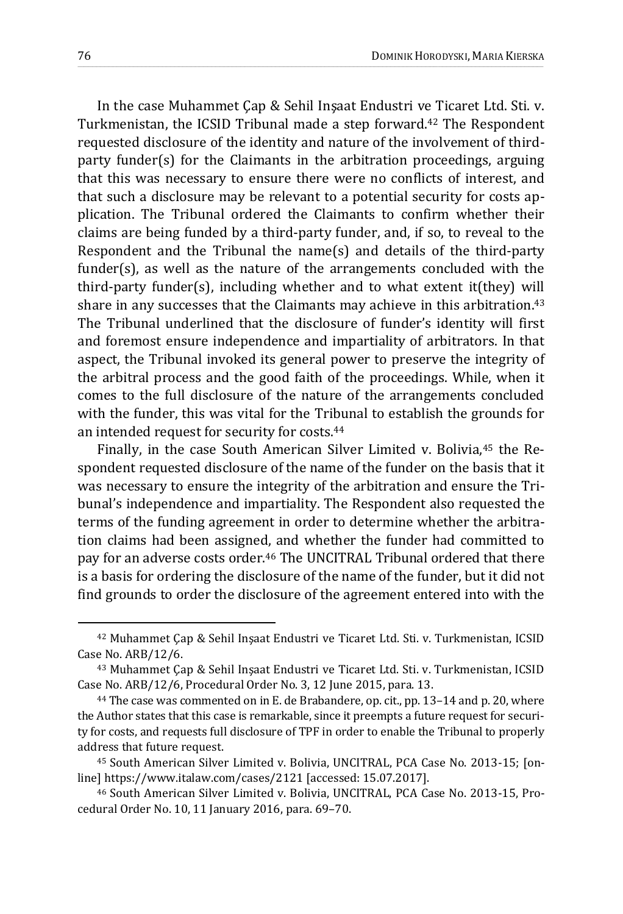In the case Muhammet Çap & Sehil Inşaat Endustri ve Ticaret Ltd. Sti. v. Turkmenistan, the ICSID Tribunal made a step forward.[42] The Respondent requested disclosure of the identity and nature of the involvement of third-party funder(s) for the Claimants in the arbitration proceedings, arguing that this was necessary to ensure there were no conflicts of interest, and that such a disclosure may be relevant to a potential security for costs application. The Tribunal ordered the Claimants to confirm whether their claims are being funded by a third-party funder, and, if so, to reveal to the Respondent and the Tribunal the name(s) and details of the third-party funder(s), as well as the nature of the arrangements concluded with the third-party funder(s), including whether and to what extent it(they) will share in any successes that the Claimants may achieve in this arbitration.[43] The Tribunal underlined that the disclosure of funder's identity will first and foremost ensure independence and impartiality of arbitrators. In that aspect, the Tribunal invoked its general power to preserve the integrity of the arbitral process and the good faith of the proceedings. While, when it comes to the full disclosure of the nature of the arrangements concluded with the funder, this was vital for the Tribunal to establish the grounds for an intended request for security for costs.[44]

Finally, in the case South American Silver Limited v. Bolivia,[45] the Respondent requested disclosure of the name of the funder on the basis that it was necessary to ensure the integrity of the arbitration and ensure the Tribunal's independence and impartiality. The Respondent also requested the terms of the funding agreement in order to determine whether the arbitration claims had been assigned, and whether the funder had committed to pay for an adverse costs order.[46] The UNCITRAL Tribunal ordered that there is a basis for ordering the disclosure of the name of the funder, but it did not find grounds to order the disclosure of the agreement entered into with the

---

[42] Muhammet Çap & Sehil Inşaat Endustri ve Ticaret Ltd. Sti. v. Turkmenistan, ICSID Case No. ARB/12/6.

[43] Muhammet Çap & Sehil Inşaat Endustri ve Ticaret Ltd. Sti. v. Turkmenistan, ICSID Case No. ARB/12/6, Procedural Order No. 3, 12 June 2015, para. 13.

[44] The case was commented on in E. de Brabandere, op. cit., pp. 13–14 and p. 20, where the Author states that this case is remarkable, since it preempts a future request for security for costs, and requests full disclosure of TPF in order to enable the Tribunal to properly address that future request.

[45] South American Silver Limited v. Bolivia, UNCITRAL, PCA Case No. 2013-15; [online] https://www.italaw.com/cases/2121 [accessed: 15.07.2017].

[46] South American Silver Limited v. Bolivia, UNCITRAL, PCA Case No. 2013-15, Procedural Order No. 10, 11 January 2016, para. 69–70.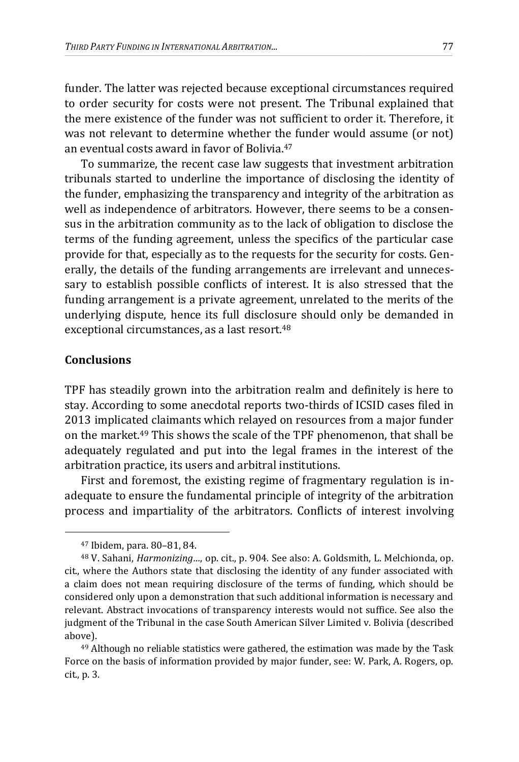funder. The latter was rejected because exceptional circumstances required to order security for costs were not present. The Tribunal explained that the mere existence of the funder was not sufficient to order it. Therefore, it was not relevant to determine whether the funder would assume (or not) an eventual costs award in favor of Bolivia.[47]

To summarize, the recent case law suggests that investment arbitration tribunals started to underline the importance of disclosing the identity of the funder, emphasizing the transparency and integrity of the arbitration as well as independence of arbitrators. However, there seems to be a consensus in the arbitration community as to the lack of obligation to disclose the terms of the funding agreement, unless the specifics of the particular case provide for that, especially as to the requests for the security for costs. Generally, the details of the funding arrangements are irrelevant and unnecessary to establish possible conflicts of interest. It is also stressed that the funding arrangement is a private agreement, unrelated to the merits of the underlying dispute, hence its full disclosure should only be demanded in exceptional circumstances, as a last resort.[48]

## Conclusions

TPF has steadily grown into the arbitration realm and definitely is here to stay. According to some anecdotal reports two-thirds of ICSID cases filed in 2013 implicated claimants which relayed on resources from a major funder on the market.[49] This shows the scale of the TPF phenomenon, that shall be adequately regulated and put into the legal frames in the interest of the arbitration practice, its users and arbitral institutions.

First and foremost, the existing regime of fragmentary regulation is inadequate to ensure the fundamental principle of integrity of the arbitration process and impartiality of the arbitrators. Conflicts of interest involving

---

[47] Ibidem, para. 80–81, 84.

[48] V. Sahani, *Harmonizing…*, op. cit., p. 904. See also: A. Goldsmith, L. Melchionda, op. cit., where the Authors state that disclosing the identity of any funder associated with a claim does not mean requiring disclosure of the terms of funding, which should be considered only upon a demonstration that such additional information is necessary and relevant. Abstract invocations of transparency interests would not suffice. See also the judgment of the Tribunal in the case South American Silver Limited v. Bolivia (described above).

[49] Although no reliable statistics were gathered, the estimation was made by the Task Force on the basis of information provided by major funder, see: W. Park, A. Rogers, op. cit., p. 3.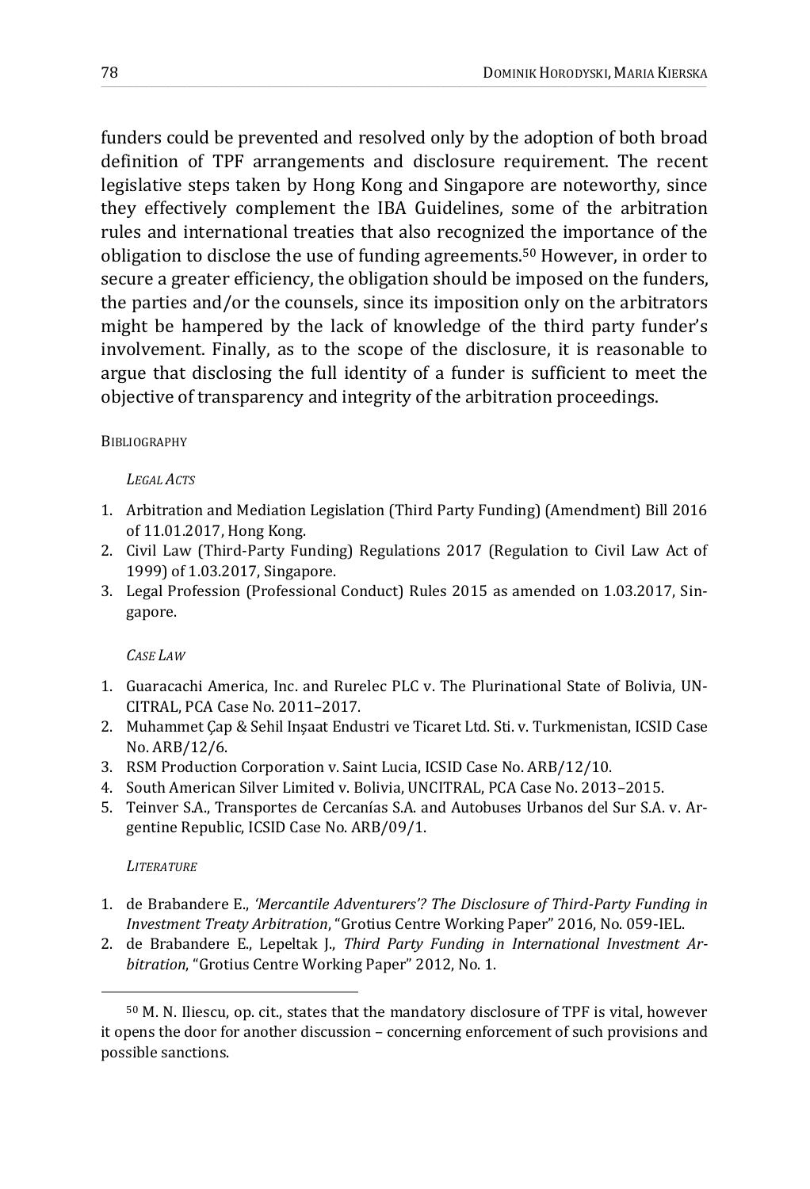funders could be prevented and resolved only by the adoption of both broad definition of TPF arrangements and disclosure requirement. The recent legislative steps taken by Hong Kong and Singapore are noteworthy, since they effectively complement the IBA Guidelines, some of the arbitration rules and international treaties that also recognized the importance of the obligation to disclose the use of funding agreements.[50] However, in order to secure a greater efficiency, the obligation should be imposed on the funders, the parties and/or the counsels, since its imposition only on the arbitrators might be hampered by the lack of knowledge of the third party funder's involvement. Finally, as to the scope of the disclosure, it is reasonable to argue that disclosing the full identity of a funder is sufficient to meet the objective of transparency and integrity of the arbitration proceedings.

## Bibliography

### *Legal Acts*

1. Arbitration and Mediation Legislation (Third Party Funding) (Amendment) Bill 2016 of 11.01.2017, Hong Kong.
2. Civil Law (Third-Party Funding) Regulations 2017 (Regulation to Civil Law Act of 1999) of 1.03.2017, Singapore.
3. Legal Profession (Professional Conduct) Rules 2015 as amended on 1.03.2017, Singapore.

### *Case Law*

1. Guaracachi America, Inc. and Rurelec PLC v. The Plurinational State of Bolivia, UNCITRAL, PCA Case No. 2011–2017.
2. Muhammet Çap & Sehil Inşaat Endustri ve Ticaret Ltd. Sti. v. Turkmenistan, ICSID Case No. ARB/12/6.
3. RSM Production Corporation v. Saint Lucia, ICSID Case No. ARB/12/10.
4. South American Silver Limited v. Bolivia, UNCITRAL, PCA Case No. 2013–2015.
5. Teinver S.A., Transportes de Cercanías S.A. and Autobuses Urbanos del Sur S.A. v. Argentine Republic, ICSID Case No. ARB/09/1.

### *Literature*

1. de Brabandere E., *'Mercantile Adventurers'? The Disclosure of Third-Party Funding in Investment Treaty Arbitration*, "Grotius Centre Working Paper" 2016, No. 059-IEL.
2. de Brabandere E., Lepeltak J., *Third Party Funding in International Investment Arbitration*, "Grotius Centre Working Paper" 2012, No. 1.

---

[50] M. N. Iliescu, op. cit., states that the mandatory disclosure of TPF is vital, however it opens the door for another discussion – concerning enforcement of such provisions and possible sanctions.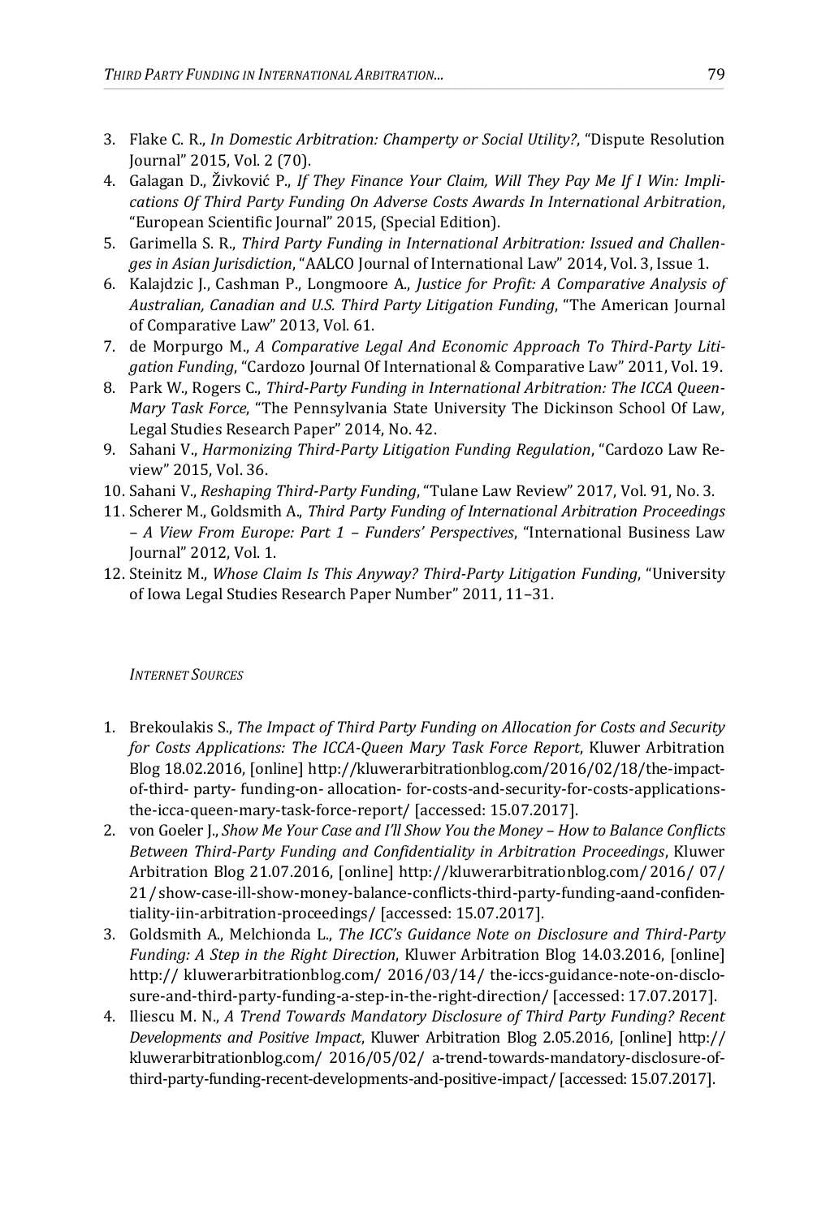3. Flake C. R., *In Domestic Arbitration: Champerty or Social Utility?*, "Dispute Resolution Journal" 2015, Vol. 2 (70).
4. Galagan D., Živković P., *If They Finance Your Claim, Will They Pay Me If I Win: Implications Of Third Party Funding On Adverse Costs Awards In International Arbitration*, "European Scientific Journal" 2015, (Special Edition).
5. Garimella S. R., *Third Party Funding in International Arbitration: Issued and Challenges in Asian Jurisdiction*, "AALCO Journal of International Law" 2014, Vol. 3, Issue 1.
6. Kalajdzic J., Cashman P., Longmoore A., *Justice for Profit: A Comparative Analysis of Australian, Canadian and U.S. Third Party Litigation Funding*, "The American Journal of Comparative Law" 2013, Vol. 61.
7. de Morpurgo M., *A Comparative Legal And Economic Approach To Third-Party Litigation Funding*, "Cardozo Journal Of International & Comparative Law" 2011, Vol. 19.
8. Park W., Rogers C., *Third-Party Funding in International Arbitration: The ICCA Queen-Mary Task Force*, "The Pennsylvania State University The Dickinson School Of Law, Legal Studies Research Paper" 2014, No. 42.
9. Sahani V., *Harmonizing Third-Party Litigation Funding Regulation*, "Cardozo Law Review" 2015, Vol. 36.
10. Sahani V., *Reshaping Third-Party Funding*, "Tulane Law Review" 2017, Vol. 91, No. 3.
11. Scherer M., Goldsmith A., *Third Party Funding of International Arbitration Proceedings – A View From Europe: Part 1 – Funders' Perspectives*, "International Business Law Journal" 2012, Vol. 1.
12. Steinitz M., *Whose Claim Is This Anyway? Third-Party Litigation Funding*, "University of Iowa Legal Studies Research Paper Number" 2011, 11–31.

*Internet Sources*

1. Brekoulakis S., *The Impact of Third Party Funding on Allocation for Costs and Security for Costs Applications: The ICCA-Queen Mary Task Force Report*, Kluwer Arbitration Blog 18.02.2016, [online] http://kluwerarbitrationblog.com/2016/02/18/the-impact-of-third- party- funding-on- allocation- for-costs-and-security-for-costs-applications-the-icca-queen-mary-task-force-report/ [accessed: 15.07.2017].
2. von Goeler J., *Show Me Your Case and I'll Show You the Money – How to Balance Conflicts Between Third-Party Funding and Confidentiality in Arbitration Proceedings*, Kluwer Arbitration Blog 21.07.2016, [online] http://kluwerarbitrationblog.com/ 2016/ 07/ 21/show-case-ill-show-money-balance-conflicts-third-party-funding-aand-confidentiality-iin-arbitration-proceedings/ [accessed: 15.07.2017].
3. Goldsmith A., Melchionda L., *The ICC's Guidance Note on Disclosure and Third-Party Funding: A Step in the Right Direction*, Kluwer Arbitration Blog 14.03.2016, [online] http:// kluwerarbitrationblog.com/ 2016/03/14/ the-iccs-guidance-note-on-disclosure-and-third-party-funding-a-step-in-the-right-direction/ [accessed: 17.07.2017].
4. Iliescu M. N., *A Trend Towards Mandatory Disclosure of Third Party Funding? Recent Developments and Positive Impact*, Kluwer Arbitration Blog 2.05.2016, [online] http:// kluwerarbitrationblog.com/ 2016/05/02/ a-trend-towards-mandatory-disclosure-of-third-party-funding-recent-developments-and-positive-impact/ [accessed: 15.07.2017].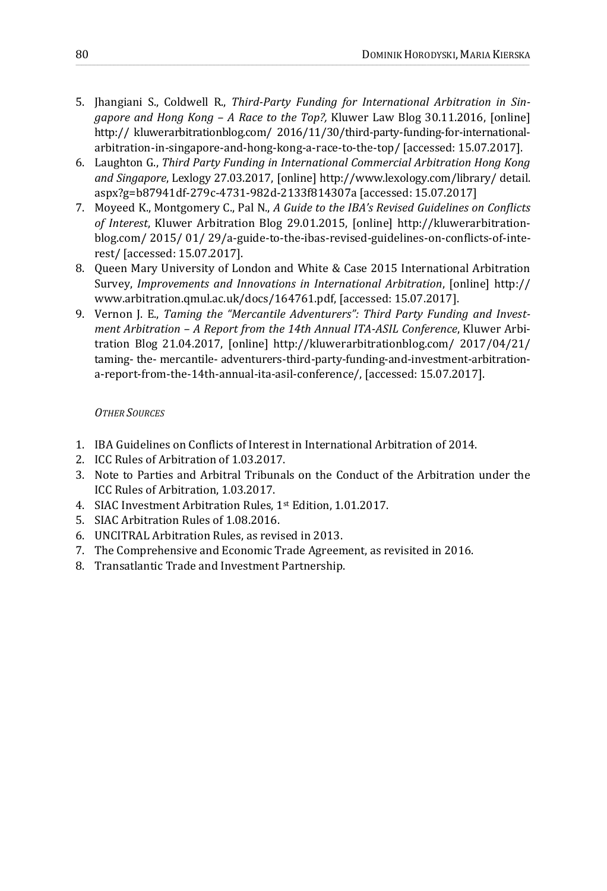5. Jhangiani S., Coldwell R., *Third-Party Funding for International Arbitration in Singapore and Hong Kong – A Race to the Top?,* Kluwer Law Blog 30.11.2016, [online] http:// kluwerarbitrationblog.com/ 2016/11/30/third-party-funding-for-international-arbitration-in-singapore-and-hong-kong-a-race-to-the-top/ [accessed: 15.07.2017].
6. Laughton G., *Third Party Funding in International Commercial Arbitration Hong Kong and Singapore*, Lexlogy 27.03.2017, [online] http://www.lexology.com/library/ detail.aspx?g=b87941df-279c-4731-982d-2133f814307a [accessed: 15.07.2017]
7. Moyeed K., Montgomery C., Pal N., *A Guide to the IBA's Revised Guidelines on Conflicts of Interest*, Kluwer Arbitration Blog 29.01.2015, [online] http://kluwerarbitrationblog.com/ 2015/ 01/ 29/a-guide-to-the-ibas-revised-guidelines-on-conflicts-of-interest/ [accessed: 15.07.2017].
8. Queen Mary University of London and White & Case 2015 International Arbitration Survey, *Improvements and Innovations in International Arbitration*, [online] http:// www.arbitration.qmul.ac.uk/docs/164761.pdf, [accessed: 15.07.2017].
9. Vernon J. E., *Taming the "Mercantile Adventurers": Third Party Funding and Investment Arbitration – A Report from the 14th Annual ITA-ASIL Conference*, Kluwer Arbitration Blog 21.04.2017, [online] http://kluwerarbitrationblog.com/ 2017/04/21/ taming- the- mercantile- adventurers-third-party-funding-and-investment-arbitration-a-report-from-the-14th-annual-ita-asil-conference/, [accessed: 15.07.2017].

*Other Sources*

1. IBA Guidelines on Conflicts of Interest in International Arbitration of 2014.
2. ICC Rules of Arbitration of 1.03.2017.
3. Note to Parties and Arbitral Tribunals on the Conduct of the Arbitration under the ICC Rules of Arbitration, 1.03.2017.
4. SIAC Investment Arbitration Rules, 1st Edition, 1.01.2017.
5. SIAC Arbitration Rules of 1.08.2016.
6. UNCITRAL Arbitration Rules, as revised in 2013.
7. The Comprehensive and Economic Trade Agreement, as revisited in 2016.
8. Transatlantic Trade and Investment Partnership.